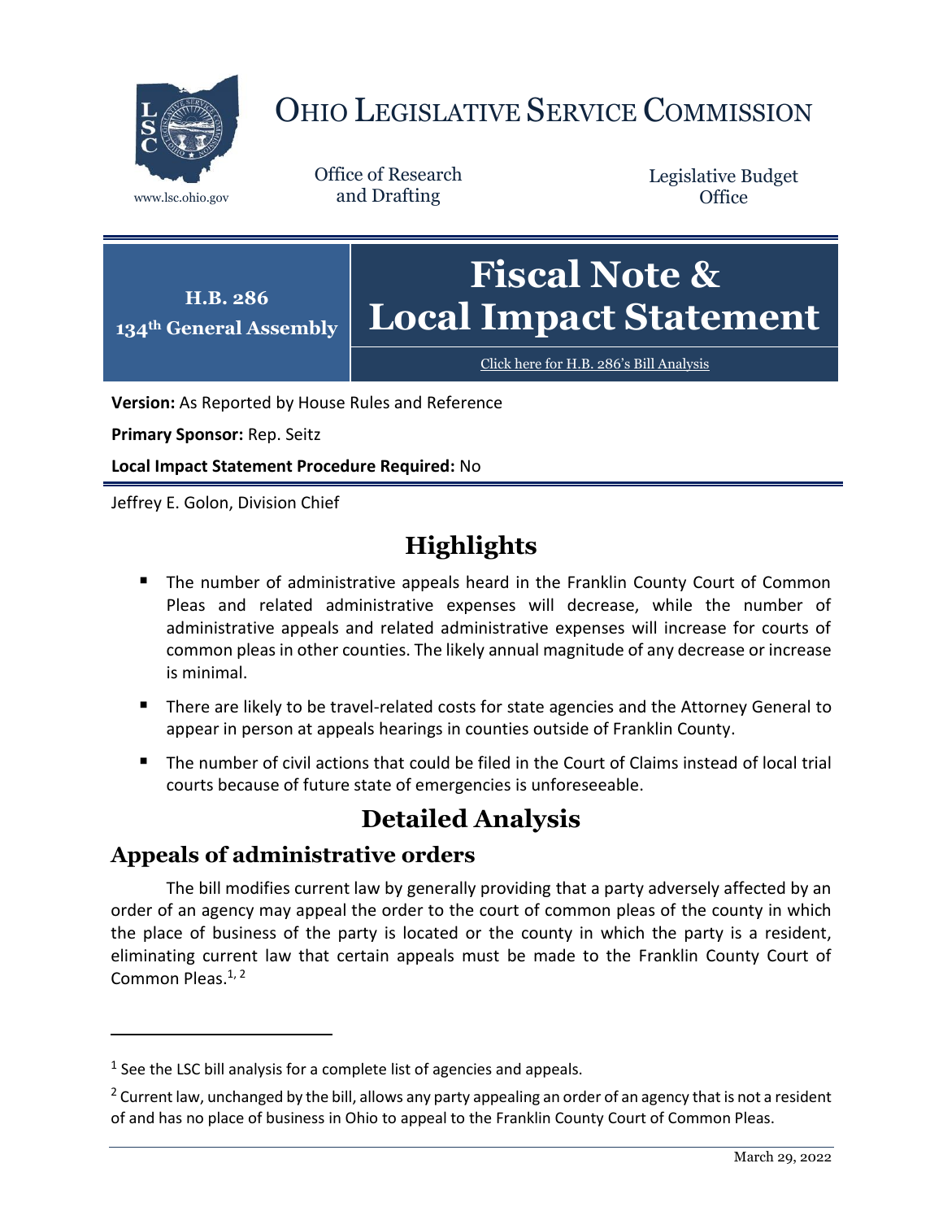# OHIO LEGISLATIVE SERVICE COMMISSION

www.lsc.ohio.gov

Office of Research and Drafting

Legislative Budget Office

**H.B. 286**
**134th General Assembly**

# Fiscal Note & Local Impact Statement

Click here for H.B. 286's Bill Analysis

**Version:** As Reported by House Rules and Reference

**Primary Sponsor:** Rep. Seitz

**Local Impact Statement Procedure Required:** No

Jeffrey E. Golon, Division Chief

## Highlights

- The number of administrative appeals heard in the Franklin County Court of Common Pleas and related administrative expenses will decrease, while the number of administrative appeals and related administrative expenses will increase for courts of common pleas in other counties. The likely annual magnitude of any decrease or increase is minimal.
- There are likely to be travel-related costs for state agencies and the Attorney General to appear in person at appeals hearings in counties outside of Franklin County.
- The number of civil actions that could be filed in the Court of Claims instead of local trial courts because of future state of emergencies is unforeseeable.

## Detailed Analysis

### Appeals of administrative orders

The bill modifies current law by generally providing that a party adversely affected by an order of an agency may appeal the order to the court of common pleas of the county in which the place of business of the party is located or the county in which the party is a resident, eliminating current law that certain appeals must be made to the Franklin County Court of Common Pleas.[1, 2]

[1] See the LSC bill analysis for a complete list of agencies and appeals.

[2] Current law, unchanged by the bill, allows any party appealing an order of an agency that is not a resident of and has no place of business in Ohio to appeal to the Franklin County Court of Common Pleas.

March 29, 2022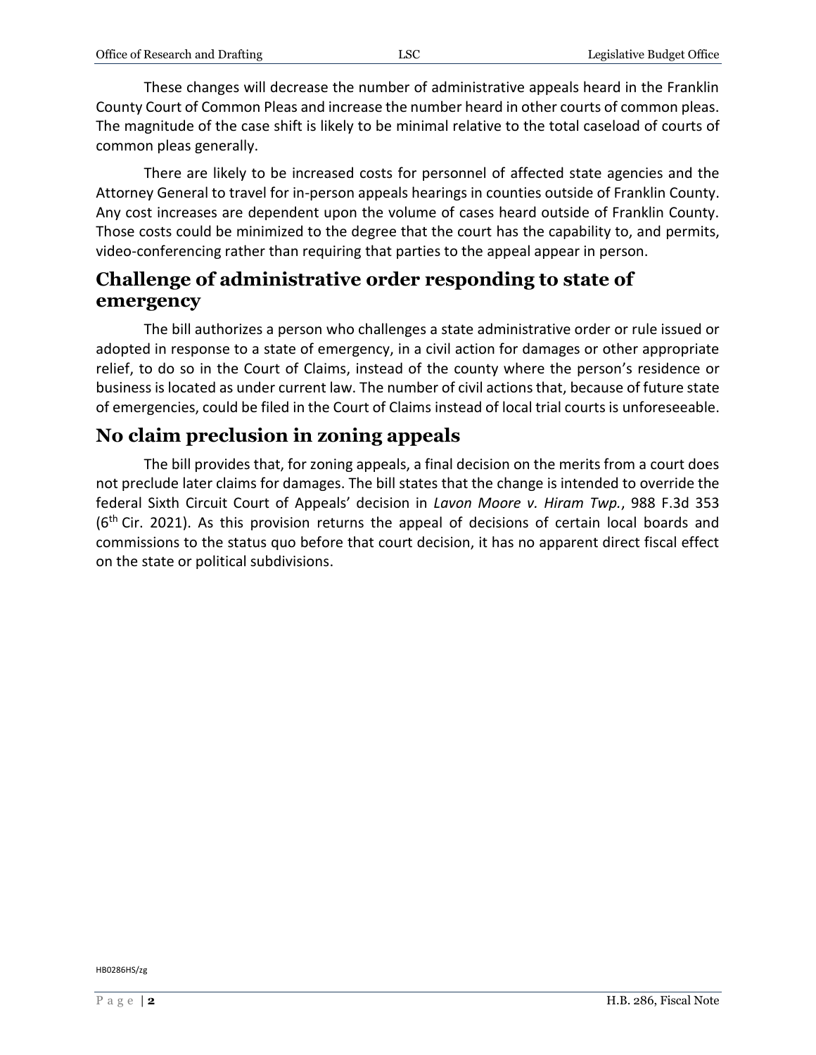These changes will decrease the number of administrative appeals heard in the Franklin County Court of Common Pleas and increase the number heard in other courts of common pleas. The magnitude of the case shift is likely to be minimal relative to the total caseload of courts of common pleas generally.

There are likely to be increased costs for personnel of affected state agencies and the Attorney General to travel for in-person appeals hearings in counties outside of Franklin County. Any cost increases are dependent upon the volume of cases heard outside of Franklin County. Those costs could be minimized to the degree that the court has the capability to, and permits, video-conferencing rather than requiring that parties to the appeal appear in person.

## Challenge of administrative order responding to state of emergency

The bill authorizes a person who challenges a state administrative order or rule issued or adopted in response to a state of emergency, in a civil action for damages or other appropriate relief, to do so in the Court of Claims, instead of the county where the person's residence or business is located as under current law. The number of civil actions that, because of future state of emergencies, could be filed in the Court of Claims instead of local trial courts is unforeseeable.

## No claim preclusion in zoning appeals

The bill provides that, for zoning appeals, a final decision on the merits from a court does not preclude later claims for damages. The bill states that the change is intended to override the federal Sixth Circuit Court of Appeals' decision in *Lavon Moore v. Hiram Twp.*, 988 F.3d 353 (6th Cir. 2021). As this provision returns the appeal of decisions of certain local boards and commissions to the status quo before that court decision, it has no apparent direct fiscal effect on the state or political subdivisions.

HB0286HS/zg